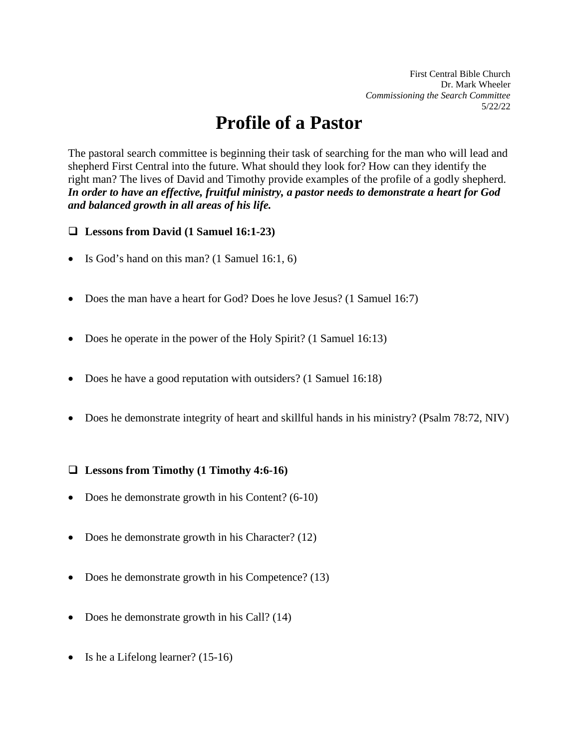First Central Bible Church
Dr. Mark Wheeler
*Commissioning the Search Committee*
5/22/22

# Profile of a Pastor

The pastoral search committee is beginning their task of searching for the man who will lead and shepherd First Central into the future. What should they look for? How can they identify the right man? The lives of David and Timothy provide examples of the profile of a godly shepherd. ***In order to have an effective, fruitful ministry, a pastor needs to demonstrate a heart for God and balanced growth in all areas of his life.***

## ❑ Lessons from David (1 Samuel 16:1-23)

- Is God's hand on this man? (1 Samuel 16:1, 6)

- Does the man have a heart for God? Does he love Jesus? (1 Samuel 16:7)

- Does he operate in the power of the Holy Spirit? (1 Samuel 16:13)

- Does he have a good reputation with outsiders? (1 Samuel 16:18)

- Does he demonstrate integrity of heart and skillful hands in his ministry? (Psalm 78:72, NIV)

## ❑ Lessons from Timothy (1 Timothy 4:6-16)

- Does he demonstrate growth in his Content? (6-10)

- Does he demonstrate growth in his Character? (12)

- Does he demonstrate growth in his Competence? (13)

- Does he demonstrate growth in his Call? (14)

- Is he a Lifelong learner? (15-16)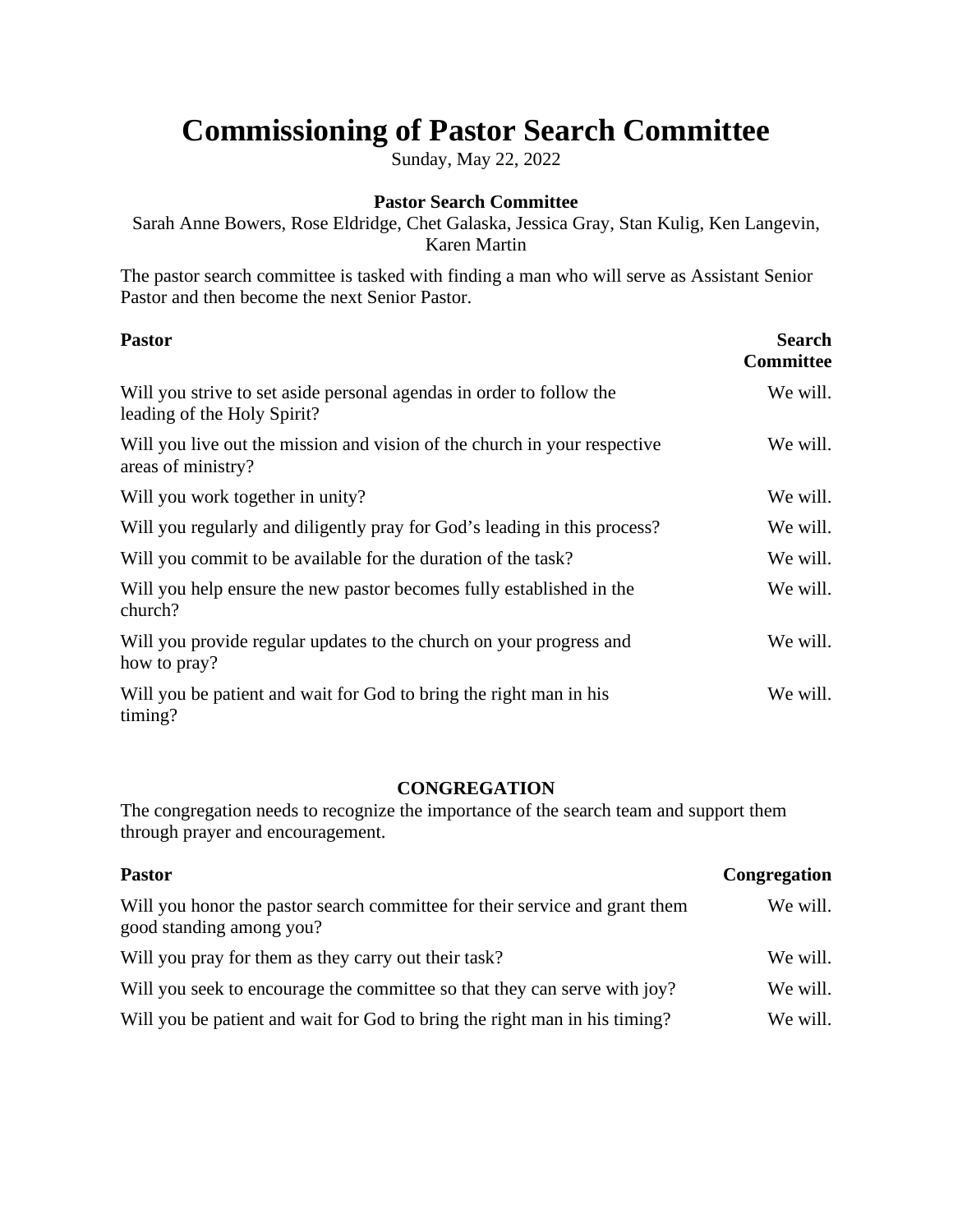# Commissioning of Pastor Search Committee

Sunday, May 22, 2022

**Pastor Search Committee**

Sarah Anne Bowers, Rose Eldridge, Chet Galaska, Jessica Gray, Stan Kulig, Ken Langevin, Karen Martin

The pastor search committee is tasked with finding a man who will serve as Assistant Senior Pastor and then become the next Senior Pastor.

| **Pastor** | **Search Committee** |
| --- | --- |
| Will you strive to set aside personal agendas in order to follow the leading of the Holy Spirit? | We will. |
| Will you live out the mission and vision of the church in your respective areas of ministry? | We will. |
| Will you work together in unity? | We will. |
| Will you regularly and diligently pray for God's leading in this process? | We will. |
| Will you commit to be available for the duration of the task? | We will. |
| Will you help ensure the new pastor becomes fully established in the church? | We will. |
| Will you provide regular updates to the church on your progress and how to pray? | We will. |
| Will you be patient and wait for God to bring the right man in his timing? | We will. |

**CONGREGATION**

The congregation needs to recognize the importance of the search team and support them through prayer and encouragement.

| **Pastor** | **Congregation** |
| --- | --- |
| Will you honor the pastor search committee for their service and grant them good standing among you? | We will. |
| Will you pray for them as they carry out their task? | We will. |
| Will you seek to encourage the committee so that they can serve with joy? | We will. |
| Will you be patient and wait for God to bring the right man in his timing? | We will. |